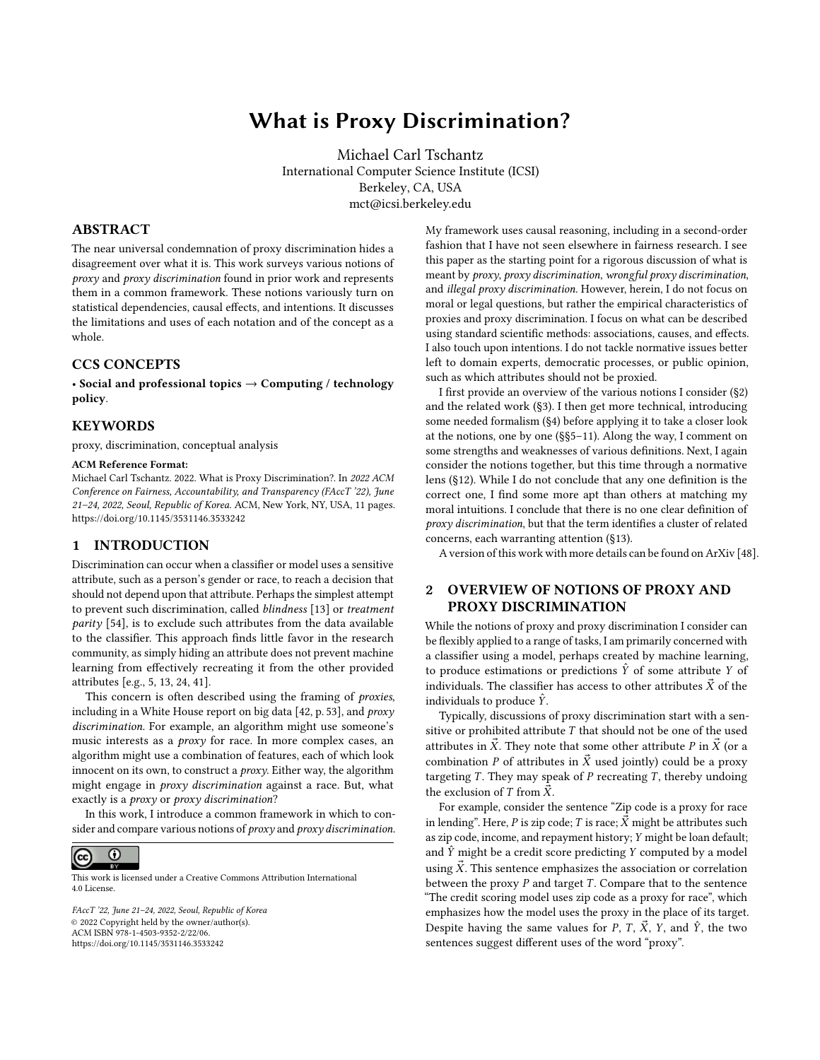# What is Proxy Discrimination?

Michael Carl Tschantz
International Computer Science Institute (ICSI)
Berkeley, CA, USA
mct@icsi.berkeley.edu

## ABSTRACT

The near universal condemnation of proxy discrimination hides a disagreement over what it is. This work surveys various notions of *proxy* and *proxy discrimination* found in prior work and represents them in a common framework. These notions variously turn on statistical dependencies, causal effects, and intentions. It discusses the limitations and uses of each notation and of the concept as a whole.

## CCS CONCEPTS

• **Social and professional topics** → **Computing / technology policy**.

## KEYWORDS

proxy, discrimination, conceptual analysis

**ACM Reference Format:**
Michael Carl Tschantz. 2022. What is Proxy Discrimination?. In *2022 ACM Conference on Fairness, Accountability, and Transparency (FAccT '22), June 21–24, 2022, Seoul, Republic of Korea.* ACM, New York, NY, USA, 11 pages. https://doi.org/10.1145/3531146.3533242

## 1 INTRODUCTION

Discrimination can occur when a classifier or model uses a sensitive attribute, such as a person's gender or race, to reach a decision that should not depend upon that attribute. Perhaps the simplest attempt to prevent such discrimination, called *blindness* [13] or *treatment parity* [54], is to exclude such attributes from the data available to the classifier. This approach finds little favor in the research community, as simply hiding an attribute does not prevent machine learning from effectively recreating it from the other provided attributes [e.g., 5, 13, 24, 41].

This concern is often described using the framing of *proxies*, including in a White House report on big data [42, p. 53], and *proxy discrimination*. For example, an algorithm might use someone's music interests as a *proxy* for race. In more complex cases, an algorithm might use a combination of features, each of which look innocent on its own, to construct a *proxy*. Either way, the algorithm might engage in *proxy discrimination* against a race. But, what exactly is a *proxy* or *proxy discrimination*?

In this work, I introduce a common framework in which to consider and compare various notions of *proxy* and *proxy discrimination*.

This work is licensed under a Creative Commons Attribution International 4.0 License.

*FAccT '22, June 21–24, 2022, Seoul, Republic of Korea*
© 2022 Copyright held by the owner/author(s).
ACM ISBN 978-1-4503-9352-2/22/06.
https://doi.org/10.1145/3531146.3533242

My framework uses causal reasoning, including in a second-order fashion that I have not seen elsewhere in fairness research. I see this paper as the starting point for a rigorous discussion of what is meant by *proxy*, *proxy discrimination*, *wrongful proxy discrimination*, and *illegal proxy discrimination*. However, herein, I do not focus on moral or legal questions, but rather the empirical characteristics of proxies and proxy discrimination. I focus on what can be described using standard scientific methods: associations, causes, and effects. I also touch upon intentions. I do not tackle normative issues better left to domain experts, democratic processes, or public opinion, such as which attributes should not be proxied.

I first provide an overview of the various notions I consider (§2) and the related work (§3). I then get more technical, introducing some needed formalism (§4) before applying it to take a closer look at the notions, one by one (§§5–11). Along the way, I comment on some strengths and weaknesses of various definitions. Next, I again consider the notions together, but this time through a normative lens (§12). While I do not conclude that any one definition is the correct one, I find some more apt than others at matching my moral intuitions. I conclude that there is no one clear definition of *proxy discrimination*, but that the term identifies a cluster of related concerns, each warranting attention (§13).

A version of this work with more details can be found on ArXiv [48].

## 2 OVERVIEW OF NOTIONS OF PROXY AND PROXY DISCRIMINATION

While the notions of proxy and proxy discrimination I consider can be flexibly applied to a range of tasks, I am primarily concerned with a classifier using a model, perhaps created by machine learning, to produce estimations or predictions $\hat{Y}$ of some attribute $Y$ of individuals. The classifier has access to other attributes $\vec{X}$ of the individuals to produce $\hat{Y}$.

Typically, discussions of proxy discrimination start with a sensitive or prohibited attribute $T$ that should not be one of the used attributes in $\vec{X}$. They note that some other attribute $P$ in $\vec{X}$ (or a combination $P$ of attributes in $\vec{X}$ used jointly) could be a proxy targeting $T$. They may speak of $P$ recreating $T$, thereby undoing the exclusion of $T$ from $\vec{X}$.

For example, consider the sentence "Zip code is a proxy for race in lending". Here, $P$ is zip code; $T$ is race; $\vec{X}$ might be attributes such as zip code, income, and repayment history; $Y$ might be loan default; and $\hat{Y}$ might be a credit score predicting $Y$ computed by a model using $\vec{X}$. This sentence emphasizes the association or correlation between the proxy $P$ and target $T$. Compare that to the sentence "The credit scoring model uses zip code as a proxy for race", which emphasizes how the model uses the proxy in the place of its target. Despite having the same values for $P$, $T$, $\vec{X}$, $Y$, and $\hat{Y}$, the two sentences suggest different uses of the word "proxy".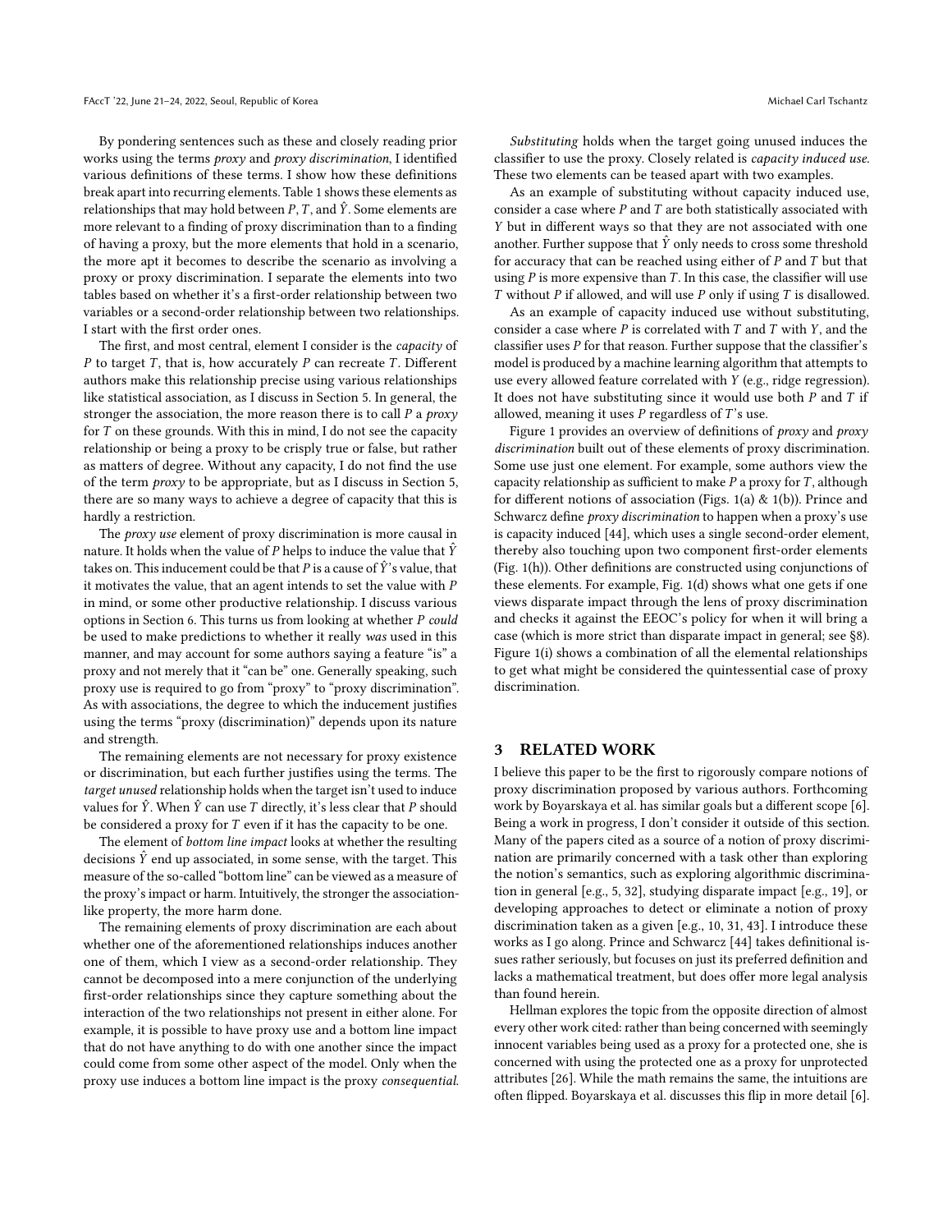By pondering sentences such as these and closely reading prior works using the terms *proxy* and *proxy discrimination*, I identified various definitions of these terms. I show how these definitions break apart into recurring elements. Table 1 shows these elements as relationships that may hold between $P$, $T$, and $\hat{Y}$. Some elements are more relevant to a finding of proxy discrimination than to a finding of having a proxy, but the more elements that hold in a scenario, the more apt it becomes to describe the scenario as involving a proxy or proxy discrimination. I separate the elements into two tables based on whether it's a first-order relationship between two variables or a second-order relationship between two relationships. I start with the first order ones.

The first, and most central, element I consider is the *capacity* of $P$ to target $T$, that is, how accurately $P$ can recreate $T$. Different authors make this relationship precise using various relationships like statistical association, as I discuss in Section 5. In general, the stronger the association, the more reason there is to call $P$ a *proxy* for $T$ on these grounds. With this in mind, I do not see the capacity relationship or being a proxy to be crisply true or false, but rather as matters of degree. Without any capacity, I do not find the use of the term *proxy* to be appropriate, but as I discuss in Section 5, there are so many ways to achieve a degree of capacity that this is hardly a restriction.

The *proxy use* element of proxy discrimination is more causal in nature. It holds when the value of $P$ helps to induce the value that $\hat{Y}$ takes on. This inducement could be that $P$ is a cause of $\hat{Y}$'s value, that it motivates the value, that an agent intends to set the value with $P$ in mind, or some other productive relationship. I discuss various options in Section 6. This turns us from looking at whether $P$ *could* be used to make predictions to whether it really *was* used in this manner, and may account for some authors saying a feature "is" a proxy and not merely that it "can be" one. Generally speaking, such proxy use is required to go from "proxy" to "proxy discrimination". As with associations, the degree to which the inducement justifies using the terms "proxy (discrimination)" depends upon its nature and strength.

The remaining elements are not necessary for proxy existence or discrimination, but each further justifies using the terms. The *target unused* relationship holds when the target isn't used to induce values for $\hat{Y}$. When $\hat{Y}$ can use $T$ directly, it's less clear that $P$ should be considered a proxy for $T$ even if it has the capacity to be one.

The element of *bottom line impact* looks at whether the resulting decisions $\hat{Y}$ end up associated, in some sense, with the target. This measure of the so-called "bottom line" can be viewed as a measure of the proxy's impact or harm. Intuitively, the stronger the association-like property, the more harm done.

The remaining elements of proxy discrimination are each about whether one of the aforementioned relationships induces another one of them, which I view as a second-order relationship. They cannot be decomposed into a mere conjunction of the underlying first-order relationships since they capture something about the interaction of the two relationships not present in either alone. For example, it is possible to have proxy use and a bottom line impact that do not have anything to do with one another since the impact could come from some other aspect of the model. Only when the proxy use induces a bottom line impact is the proxy *consequential*.

*Substituting* holds when the target going unused induces the classifier to use the proxy. Closely related is *capacity induced use*. These two elements can be teased apart with two examples.

As an example of substituting without capacity induced use, consider a case where $P$ and $T$ are both statistically associated with $Y$ but in different ways so that they are not associated with one another. Further suppose that $\hat{Y}$ only needs to cross some threshold for accuracy that can be reached using either of $P$ and $T$ but that using $P$ is more expensive than $T$. In this case, the classifier will use $T$ without $P$ if allowed, and will use $P$ only if using $T$ is disallowed.

As an example of capacity induced use without substituting, consider a case where $P$ is correlated with $T$ and $T$ with $Y$, and the classifier uses $P$ for that reason. Further suppose that the classifier's model is produced by a machine learning algorithm that attempts to use every allowed feature correlated with $Y$ (e.g., ridge regression). It does not have substituting since it would use both $P$ and $T$ if allowed, meaning it uses $P$ regardless of $T$'s use.

Figure 1 provides an overview of definitions of *proxy* and *proxy discrimination* built out of these elements of proxy discrimination. Some use just one element. For example, some authors view the capacity relationship as sufficient to make $P$ a proxy for $T$, although for different notions of association (Figs. 1(a) & 1(b)). Prince and Schwarcz define *proxy discrimination* to happen when a proxy's use is capacity induced [44], which uses a single second-order element, thereby also touching upon two component first-order elements (Fig. 1(h)). Other definitions are constructed using conjunctions of these elements. For example, Fig. 1(d) shows what one gets if one views disparate impact through the lens of proxy discrimination and checks it against the EEOC's policy for when it will bring a case (which is more strict than disparate impact in general; see §8). Figure 1(i) shows a combination of all the elemental relationships to get what might be considered the quintessential case of proxy discrimination.

## 3 RELATED WORK

I believe this paper to be the first to rigorously compare notions of proxy discrimination proposed by various authors. Forthcoming work by Boyarskaya et al. has similar goals but a different scope [6]. Being a work in progress, I don't consider it outside of this section. Many of the papers cited as a source of a notion of proxy discrimination are primarily concerned with a task other than exploring the notion's semantics, such as exploring algorithmic discrimination in general [e.g., 5, 32], studying disparate impact [e.g., 19], or developing approaches to detect or eliminate a notion of proxy discrimination taken as a given [e.g., 10, 31, 43]. I introduce these works as I go along. Prince and Schwarcz [44] takes definitional issues rather seriously, but focuses on just its preferred definition and lacks a mathematical treatment, but does offer more legal analysis than found herein.

Hellman explores the topic from the opposite direction of almost every other work cited: rather than being concerned with seemingly innocent variables being used as a proxy for a protected one, she is concerned with using the protected one as a proxy for unprotected attributes [26]. While the math remains the same, the intuitions are often flipped. Boyarskaya et al. discusses this flip in more detail [6].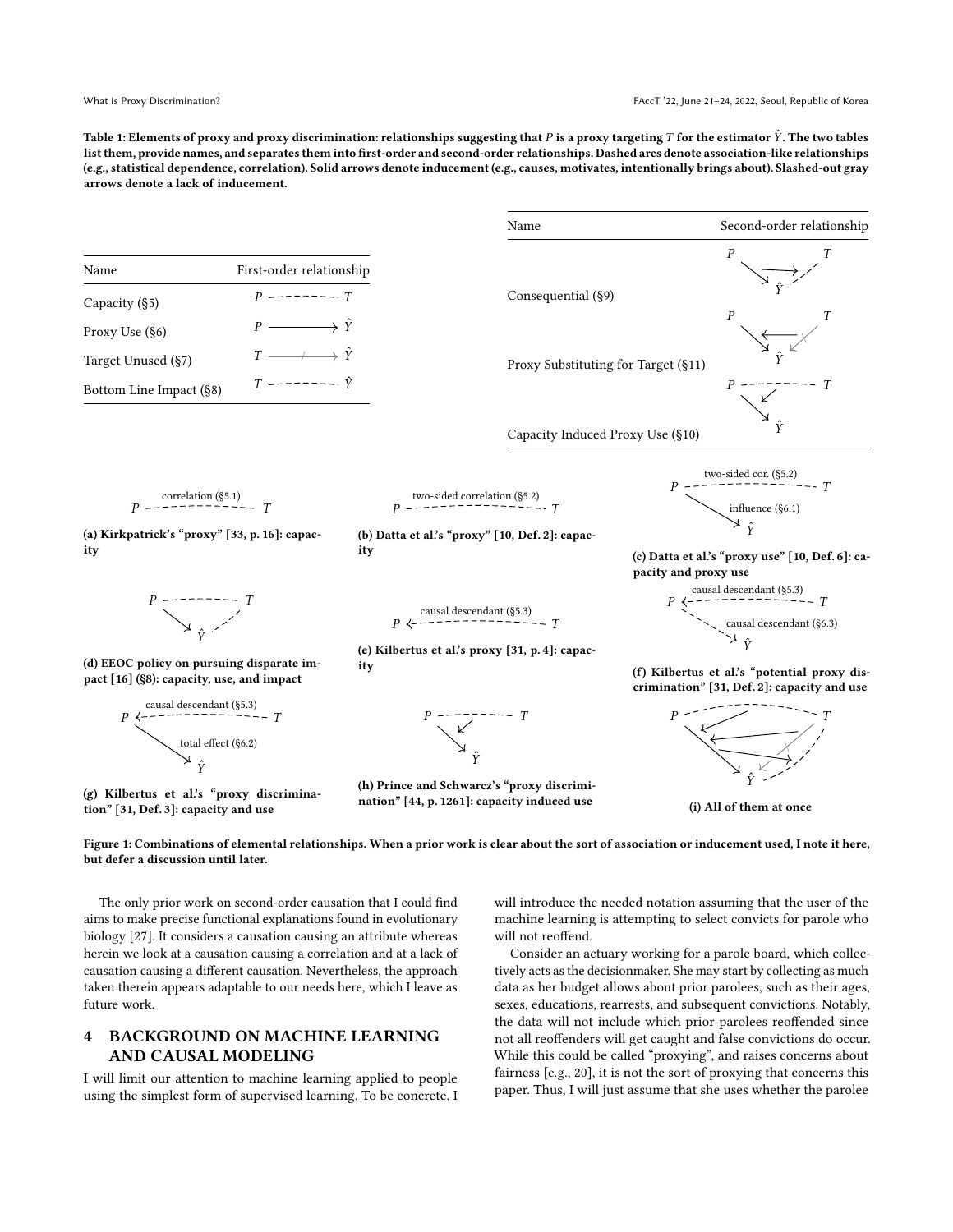**Table 1: Elements of proxy and proxy discrimination: relationships suggesting that $P$ is a proxy targeting $T$ for the estimator $\hat{Y}$. The two tables list them, provide names, and separates them into first-order and second-order relationships. Dashed arcs denote association-like relationships (e.g., statistical dependence, correlation). Solid arrows denote inducement (e.g., causes, motivates, intentionally brings about). Slashed-out gray arrows denote a lack of inducement.**

| Name | First-order relationship |
|---|---|
| Capacity (§5) | $P$ - - - - $T$ |
| Proxy Use (§6) | $P \longrightarrow \hat{Y}$ |
| Target Unused (§7) | $T \not\longrightarrow \hat{Y}$ |
| Bottom Line Impact (§8) | $T$ - - - - $\hat{Y}$ |

| Name | Second-order relationship |
|---|---|
| Consequential (§9) | $P \to \hat{Y}$ induces $T$ - - - $\hat{Y}$ |
| Proxy Substituting for Target (§11) | absence of $T \to \hat{Y}$ induces $P \to \hat{Y}$ |
| Capacity Induced Proxy Use (§10) | $P$ - - - $T$ induces $P \to \hat{Y}$ |

(a) Kirkpatrick's "proxy" [33, p. 16]: capacity — $P$ - - correlation (§5.1) - - $T$

(b) Datta et al.'s "proxy" [10, Def. 2]: capacity — $P$ - - two-sided correlation (§5.2) - - $T$

(c) Datta et al.'s "proxy use" [10, Def. 6]: capacity and proxy use — $P$ - - two-sided cor. (§5.2) - - $T$; $P \to \hat{Y}$ influence (§6.1)

(d) EEOC policy on pursuing disparate impact [16] (§8): capacity, use, and impact

(e) Kilbertus et al.'s proxy [31, p. 4]: capacity — $P$ ← - - causal descendant (§5.3) - - $T$

(f) Kilbertus et al.'s "potential proxy discrimination" [31, Def. 2]: capacity and use — $P$ ← - - causal descendant (§5.3) - - $T$; $P$ - - → $\hat{Y}$ causal descendant (§6.3)

(g) Kilbertus et al.'s "proxy discrimination" [31, Def. 3]: capacity and use — $P$ ← - - causal descendant (§5.3) - - $T$; $P \to \hat{Y}$ total effect (§6.2)

(h) Prince and Schwarcz's "proxy discrimination" [44, p. 1261]: capacity induced use

(i) All of them at once

**Figure 1: Combinations of elemental relationships. When a prior work is clear about the sort of association or inducement used, I note it here, but defer a discussion until later.**

The only prior work on second-order causation that I could find aims to make precise functional explanations found in evolutionary biology [27]. It considers a causation causing an attribute whereas herein we look at a causation causing a correlation and at a lack of causation causing a different causation. Nevertheless, the approach taken therein appears adaptable to our needs here, which I leave as future work.

## 4 BACKGROUND ON MACHINE LEARNING AND CAUSAL MODELING

I will limit our attention to machine learning applied to people using the simplest form of supervised learning. To be concrete, I will introduce the needed notation assuming that the user of the machine learning is attempting to select convicts for parole who will not reoffend.

Consider an actuary working for a parole board, which collectively acts as the decisionmaker. She may start by collecting as much data as her budget allows about prior parolees, such as their ages, sexes, educations, rearrests, and subsequent convictions. Notably, the data will not include which prior parolees reoffended since not all reoffenders will get caught and false convictions do occur. While this could be called "proxying", and raises concerns about fairness [e.g., 20], it is not the sort of proxying that concerns this paper. Thus, I will just assume that she uses whether the parolee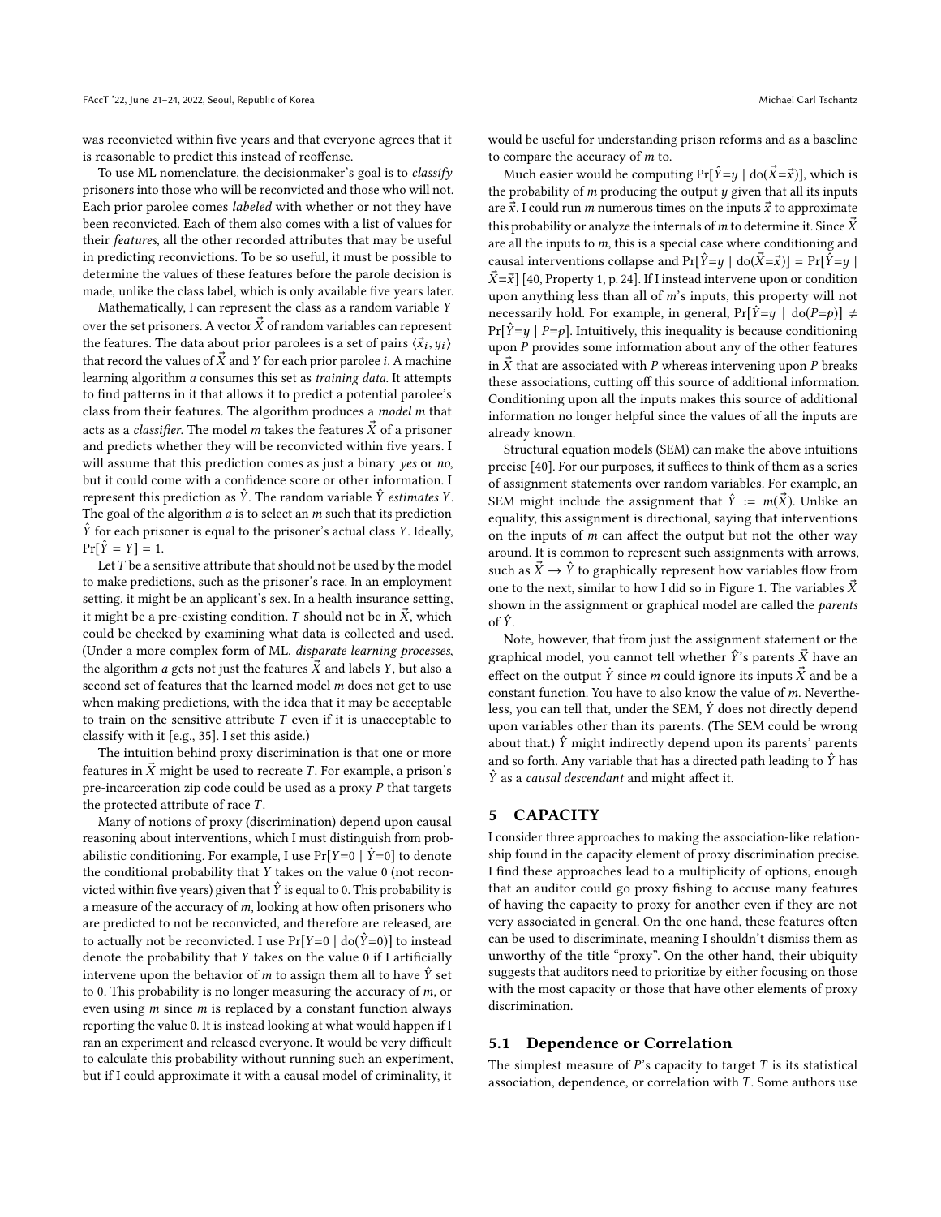was reconvicted within five years and that everyone agrees that it is reasonable to predict this instead of reoffense.

To use ML nomenclature, the decisionmaker's goal is to *classify* prisoners into those who will be reconvicted and those who will not. Each prior parolee comes *labeled* with whether or not they have been reconvicted. Each of them also comes with a list of values for their *features*, all the other recorded attributes that may be useful in predicting reconvictions. To be so useful, it must be possible to determine the values of these features before the parole decision is made, unlike the class label, which is only available five years later.

Mathematically, I can represent the class as a random variable $Y$ over the set prisoners. A vector $\vec{X}$ of random variables can represent the features. The data about prior parolees is a set of pairs $\langle \vec{x}_i, y_i \rangle$ that record the values of $\vec{X}$ and $Y$ for each prior parolee $i$. A machine learning algorithm $a$ consumes this set as *training data*. It attempts to find patterns in it that allows it to predict a potential parolee's class from their features. The algorithm produces a *model* $m$ that acts as a *classifier*. The model $m$ takes the features $\vec{X}$ of a prisoner and predicts whether they will be reconvicted within five years. I will assume that this prediction comes as just a binary *yes* or *no*, but it could come with a confidence score or other information. I represent this prediction as $\hat{Y}$. The random variable $\hat{Y}$ *estimates* $Y$. The goal of the algorithm $a$ is to select an $m$ such that its prediction $\hat{Y}$ for each prisoner is equal to the prisoner's actual class $Y$. Ideally, $\Pr[\hat{Y} = Y] = 1$.

Let $T$ be a sensitive attribute that should not be used by the model to make predictions, such as the prisoner's race. In an employment setting, it might be an applicant's sex. In a health insurance setting, it might be a pre-existing condition. $T$ should not be in $\vec{X}$, which could be checked by examining what data is collected and used. (Under a more complex form of ML, *disparate learning processes*, the algorithm $a$ gets not just the features $\vec{X}$ and labels $Y$, but also a second set of features that the learned model $m$ does not get to use when making predictions, with the idea that it may be acceptable to train on the sensitive attribute $T$ even if it is unacceptable to classify with it [e.g., 35]. I set this aside.)

The intuition behind proxy discrimination is that one or more features in $\vec{X}$ might be used to recreate $T$. For example, a prison's pre-incarceration zip code could be used as a proxy $P$ that targets the protected attribute of race $T$.

Many of notions of proxy (discrimination) depend upon causal reasoning about interventions, which I must distinguish from probabilistic conditioning. For example, I use $\Pr[Y{=}0 \mid \hat{Y}{=}0]$ to denote the conditional probability that $Y$ takes on the value 0 (not reconvicted within five years) given that $\hat{Y}$ is equal to 0. This probability is a measure of the accuracy of $m$, looking at how often prisoners who are predicted to not be reconvicted, and therefore are released, are to actually not be reconvicted. I use $\Pr[Y{=}0 \mid \mathrm{do}(\hat{Y}{=}0)]$ to instead denote the probability that $Y$ takes on the value 0 if I artificially intervene upon the behavior of $m$ to assign them all to have $\hat{Y}$ set to 0. This probability is no longer measuring the accuracy of $m$, or even using $m$ since $m$ is replaced by a constant function always reporting the value 0. It is instead looking at what would happen if I ran an experiment and released everyone. It would be very difficult to calculate this probability without running such an experiment, but if I could approximate it with a causal model of criminality, it would be useful for understanding prison reforms and as a baseline to compare the accuracy of $m$ to.

Much easier would be computing $\Pr[\hat{Y}{=}y \mid \mathrm{do}(\vec{X}{=}\vec{x})]$, which is the probability of $m$ producing the output $y$ given that all its inputs are $\vec{x}$. I could run $m$ numerous times on the inputs $\vec{x}$ to approximate this probability or analyze the internals of $m$ to determine it. Since $\vec{X}$ are all the inputs to $m$, this is a special case where conditioning and causal interventions collapse and $\Pr[\hat{Y}{=}y \mid \mathrm{do}(\vec{X}{=}\vec{x})] = \Pr[\hat{Y}{=}y \mid \vec{X}{=}\vec{x}]$ [40, Property 1, p. 24]. If I instead intervene upon or condition upon anything less than all of $m$'s inputs, this property will not necessarily hold. For example, in general, $\Pr[\hat{Y}{=}y \mid \mathrm{do}(P{=}p)] \neq \Pr[\hat{Y}{=}y \mid P{=}p]$. Intuitively, this inequality is because conditioning upon $P$ provides some information about any of the other features in $\vec{X}$ that are associated with $P$ whereas intervening upon $P$ breaks these associations, cutting off this source of additional information. Conditioning upon all the inputs makes this source of additional information no longer helpful since the values of all the inputs are already known.

Structural equation models (SEM) can make the above intuitions precise [40]. For our purposes, it suffices to think of them as a series of assignment statements over random variables. For example, an SEM might include the assignment that $\hat{Y} := m(\vec{X})$. Unlike an equality, this assignment is directional, saying that interventions on the inputs of $m$ can affect the output but not the other way around. It is common to represent such assignments with arrows, such as $\vec{X} \rightarrow \hat{Y}$ to graphically represent how variables flow from one to the next, similar to how I did so in Figure 1. The variables $\vec{X}$ shown in the assignment or graphical model are called the *parents* of $\hat{Y}$.

Note, however, that from just the assignment statement or the graphical model, you cannot tell whether $\hat{Y}$'s parents $\vec{X}$ have an effect on the output $\hat{Y}$ since $m$ could ignore its inputs $\vec{X}$ and be a constant function. You have to also know the value of $m$. Nevertheless, you can tell that, under the SEM, $\hat{Y}$ does not directly depend upon variables other than its parents. (The SEM could be wrong about that.) $\hat{Y}$ might indirectly depend upon its parents' parents and so forth. Any variable that has a directed path leading to $\hat{Y}$ has $\hat{Y}$ as a *causal descendant* and might affect it.

## 5 CAPACITY

I consider three approaches to making the association-like relationship found in the capacity element of proxy discrimination precise. I find these approaches lead to a multiplicity of options, enough that an auditor could go proxy fishing to accuse many features of having the capacity to proxy for another even if they are not very associated in general. On the one hand, these features often can be used to discriminate, meaning I shouldn't dismiss them as unworthy of the title "proxy". On the other hand, their ubiquity suggests that auditors need to prioritize by either focusing on those with the most capacity or those that have other elements of proxy discrimination.

### 5.1 Dependence or Correlation

The simplest measure of $P$'s capacity to target $T$ is its statistical association, dependence, or correlation with $T$. Some authors use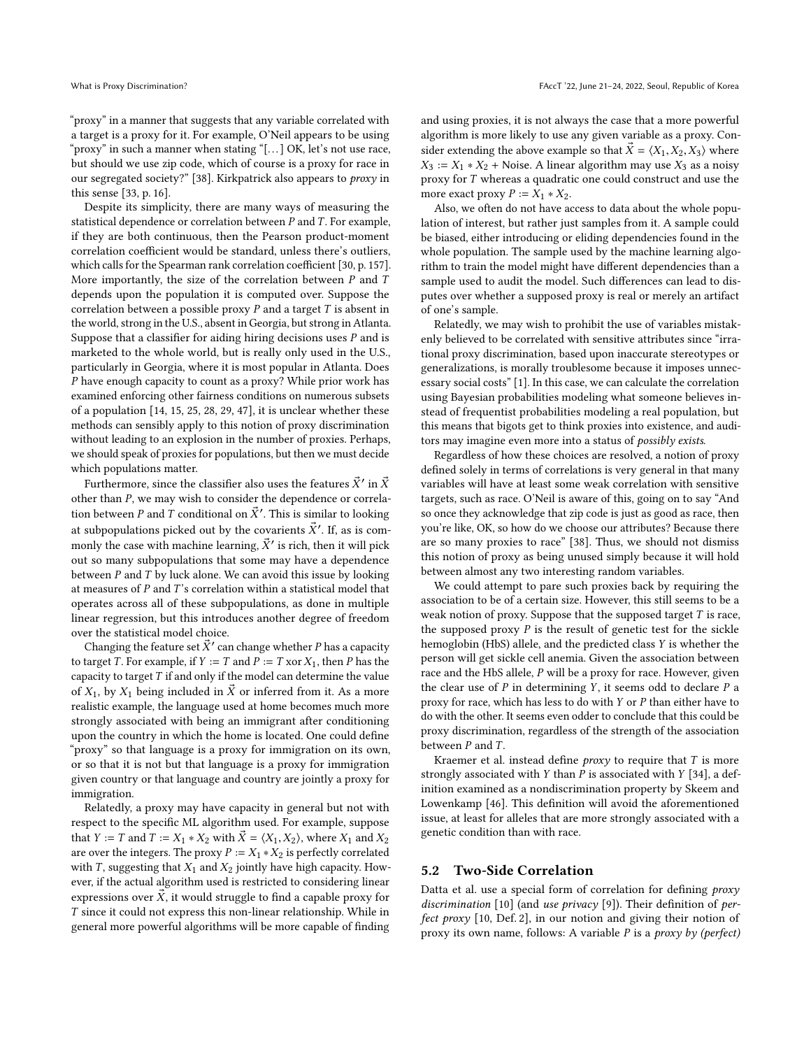"proxy" in a manner that suggests that any variable correlated with a target is a proxy for it. For example, O'Neil appears to be using "proxy" in such a manner when stating "[...] OK, let's not use race, but should we use zip code, which of course is a proxy for race in our segregated society?" [38]. Kirkpatrick also appears to *proxy* in this sense [33, p. 16].

Despite its simplicity, there are many ways of measuring the statistical dependence or correlation between $P$ and $T$. For example, if they are both continuous, then the Pearson product-moment correlation coefficient would be standard, unless there's outliers, which calls for the Spearman rank correlation coefficient [30, p. 157]. More importantly, the size of the correlation between $P$ and $T$ depends upon the population it is computed over. Suppose the correlation between a possible proxy $P$ and a target $T$ is absent in the world, strong in the U.S., absent in Georgia, but strong in Atlanta. Suppose that a classifier for aiding hiring decisions uses $P$ and is marketed to the whole world, but is really only used in the U.S., particularly in Georgia, where it is most popular in Atlanta. Does $P$ have enough capacity to count as a proxy? While prior work has examined enforcing other fairness conditions on numerous subsets of a population [14, 15, 25, 28, 29, 47], it is unclear whether these methods can sensibly apply to this notion of proxy discrimination without leading to an explosion in the number of proxies. Perhaps, we should speak of proxies for populations, but then we must decide which populations matter.

Furthermore, since the classifier also uses the features $\vec{X}'$ in $\vec{X}$ other than $P$, we may wish to consider the dependence or correlation between $P$ and $T$ conditional on $\vec{X}'$. This is similar to looking at subpopulations picked out by the covarients $\vec{X}'$. If, as is commonly the case with machine learning, $\vec{X}'$ is rich, then it will pick out so many subpopulations that some may have a dependence between $P$ and $T$ by luck alone. We can avoid this issue by looking at measures of $P$ and $T$'s correlation within a statistical model that operates across all of these subpopulations, as done in multiple linear regression, but this introduces another degree of freedom over the statistical model choice.

Changing the feature set $\vec{X}'$ can change whether $P$ has a capacity to target $T$. For example, if $Y := T$ and $P := T \text{ xor } X_1$, then $P$ has the capacity to target $T$ if and only if the model can determine the value of $X_1$, by $X_1$ being included in $\vec{X}$ or inferred from it. As a more realistic example, the language used at home becomes much more strongly associated with being an immigrant after conditioning upon the country in which the home is located. One could define "proxy" so that language is a proxy for immigration on its own, or so that it is not but that language is a proxy for immigration given country or that language and country are jointly a proxy for immigration.

Relatedly, a proxy may have capacity in general but not with respect to the specific ML algorithm used. For example, suppose that $Y := T$ and $T := X_1 * X_2$ with $\vec{X} = \langle X_1, X_2 \rangle$, where $X_1$ and $X_2$ are over the integers. The proxy $P := X_1 * X_2$ is perfectly correlated with $T$, suggesting that $X_1$ and $X_2$ jointly have high capacity. However, if the actual algorithm used is restricted to considering linear expressions over $\vec{X}$, it would struggle to find a capable proxy for $T$ since it could not express this non-linear relationship. While in general more powerful algorithms will be more capable of finding and using proxies, it is not always the case that a more powerful algorithm is more likely to use any given variable as a proxy. Consider extending the above example so that $\vec{X} = \langle X_1, X_2, X_3 \rangle$ where $X_3 := X_1 * X_2 + \text{Noise}$. A linear algorithm may use $X_3$ as a noisy proxy for $T$ whereas a quadratic one could construct and use the more exact proxy $P := X_1 * X_2$.

Also, we often do not have access to data about the whole population of interest, but rather just samples from it. A sample could be biased, either introducing or eliding dependencies found in the whole population. The sample used by the machine learning algorithm to train the model might have different dependencies than a sample used to audit the model. Such differences can lead to disputes over whether a supposed proxy is real or merely an artifact of one's sample.

Relatedly, we may wish to prohibit the use of variables mistakenly believed to be correlated with sensitive attributes since "irrational proxy discrimination, based upon inaccurate stereotypes or generalizations, is morally troublesome because it imposes unnecessary social costs" [1]. In this case, we can calculate the correlation using Bayesian probabilities modeling what someone believes instead of frequentist probabilities modeling a real population, but this means that bigots get to think proxies into existence, and auditors may imagine even more into a status of *possibly exists*.

Regardless of how these choices are resolved, a notion of proxy defined solely in terms of correlations is very general in that many variables will have at least some weak correlation with sensitive targets, such as race. O'Neil is aware of this, going on to say "And so once they acknowledge that zip code is just as good as race, then you're like, OK, so how do we choose our attributes? Because there are so many proxies to race" [38]. Thus, we should not dismiss this notion of proxy as being unused simply because it will hold between almost any two interesting random variables.

We could attempt to pare such proxies back by requiring the association to be of a certain size. However, this still seems to be a weak notion of proxy. Suppose that the supposed target $T$ is race, the supposed proxy $P$ is the result of genetic test for the sickle hemoglobin (HbS) allele, and the predicted class $Y$ is whether the person will get sickle cell anemia. Given the association between race and the HbS allele, $P$ will be a proxy for race. However, given the clear use of $P$ in determining $Y$, it seems odd to declare $P$ a proxy for race, which has less to do with $Y$ or $P$ than either have to do with the other. It seems even odder to conclude that this could be proxy discrimination, regardless of the strength of the association between $P$ and $T$.

Kraemer et al. instead define *proxy* to require that $T$ is more strongly associated with $Y$ than $P$ is associated with $Y$ [34], a definition examined as a nondiscrimination property by Skeem and Lowenkamp [46]. This definition will avoid the aforementioned issue, at least for alleles that are more strongly associated with a genetic condition than with race.

## 5.2 Two-Side Correlation

Datta et al. use a special form of correlation for defining *proxy discrimination* [10] (and *use privacy* [9]). Their definition of *perfect proxy* [10, Def. 2], in our notion and giving their notion of proxy its own name, follows: A variable $P$ is a *proxy by (perfect)*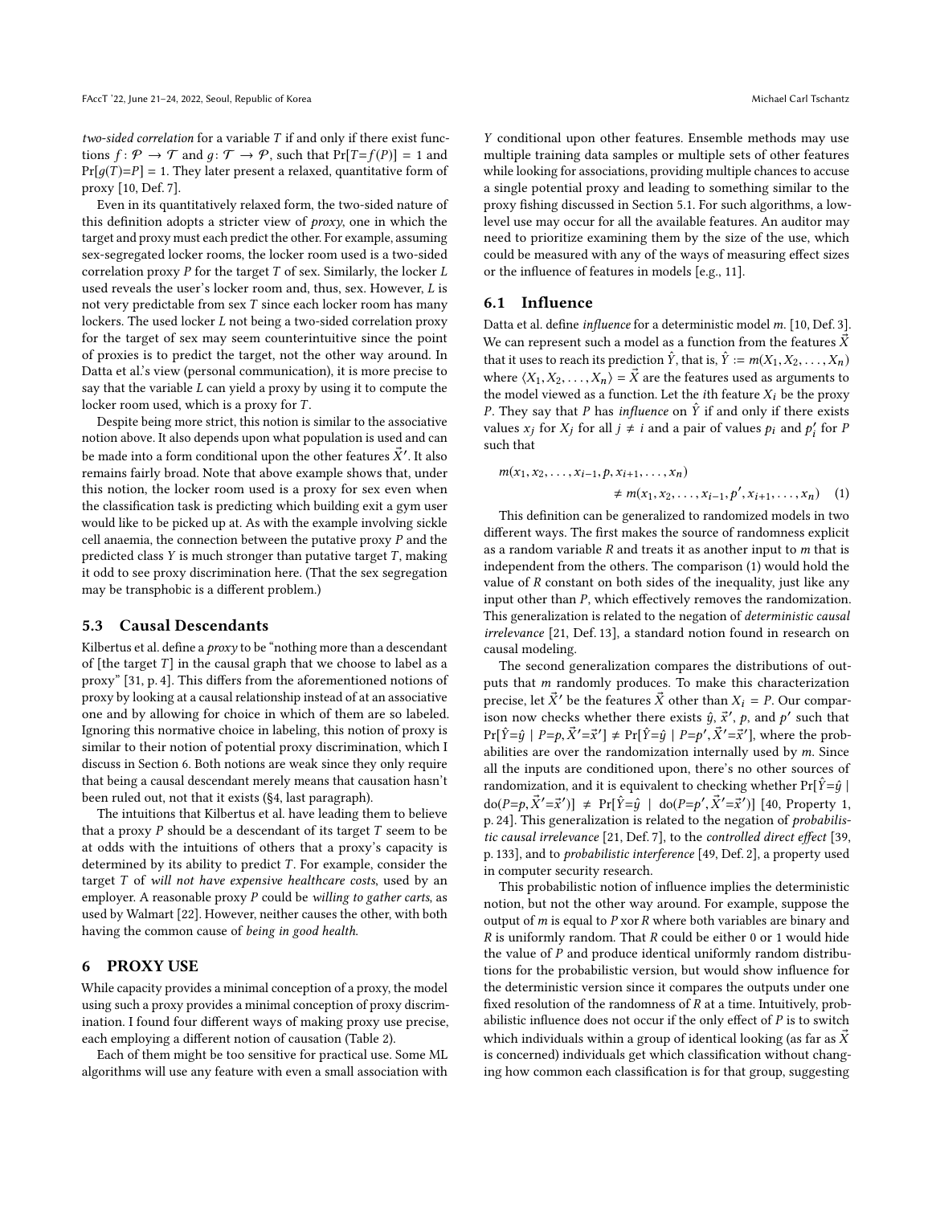*two-sided correlation* for a variable $T$ if and only if there exist functions $f: \mathcal{P} \to \mathcal{T}$ and $g: \mathcal{T} \to \mathcal{P}$, such that $\Pr[T{=}f(P)] = 1$ and $\Pr[g(T){=}P] = 1$. They later present a relaxed, quantitative form of proxy [10, Def. 7].

Even in its quantitatively relaxed form, the two-sided nature of this definition adopts a stricter view of *proxy*, one in which the target and proxy must each predict the other. For example, assuming sex-segregated locker rooms, the locker room used is a two-sided correlation proxy $P$ for the target $T$ of sex. Similarly, the locker $L$ used reveals the user's locker room and, thus, sex. However, $L$ is not very predictable from sex $T$ since each locker room has many lockers. The used locker $L$ not being a two-sided correlation proxy for the target of sex may seem counterintuitive since the point of proxies is to predict the target, not the other way around. In Datta et al.'s view (personal communication), it is more precise to say that the variable $L$ can yield a proxy by using it to compute the locker room used, which is a proxy for $T$.

Despite being more strict, this notion is similar to the associative notion above. It also depends upon what population is used and can be made into a form conditional upon the other features $\vec{X}'$. It also remains fairly broad. Note that above example shows that, under this notion, the locker room used is a proxy for sex even when the classification task is predicting which building exit a gym user would like to be picked up at. As with the example involving sickle cell anaemia, the connection between the putative proxy $P$ and the predicted class $Y$ is much stronger than putative target $T$, making it odd to see proxy discrimination here. (That the sex segregation may be transphobic is a different problem.)

### 5.3 Causal Descendants

Kilbertus et al. define a *proxy* to be "nothing more than a descendant of [the target $T$] in the causal graph that we choose to label as a proxy" [31, p. 4]. This differs from the aforementioned notions of proxy by looking at a causal relationship instead of at an associative one and by allowing for choice in which of them are so labeled. Ignoring this normative choice in labeling, this notion of proxy is similar to their notion of potential proxy discrimination, which I discuss in Section 6. Both notions are weak since they only require that being a causal descendant merely means that causation hasn't been ruled out, not that it exists (§4, last paragraph).

The intuitions that Kilbertus et al. have leading them to believe that a proxy $P$ should be a descendant of its target $T$ seem to be at odds with the intuitions of others that a proxy's capacity is determined by its ability to predict $T$. For example, consider the target $T$ of *will not have expensive healthcare costs*, used by an employer. A reasonable proxy $P$ could be *willing to gather carts*, as used by Walmart [22]. However, neither causes the other, with both having the common cause of *being in good health*.

## 6 PROXY USE

While capacity provides a minimal conception of a proxy, the model using such a proxy provides a minimal conception of proxy discrimination. I found four different ways of making proxy use precise, each employing a different notion of causation (Table 2).

Each of them might be too sensitive for practical use. Some ML algorithms will use any feature with even a small association with $Y$ conditional upon other features. Ensemble methods may use multiple training data samples or multiple sets of other features while looking for associations, providing multiple chances to accuse a single potential proxy and leading to something similar to the proxy fishing discussed in Section 5.1. For such algorithms, a low-level use may occur for all the available features. An auditor may need to prioritize examining them by the size of the use, which could be measured with any of the ways of measuring effect sizes or the influence of features in models [e.g., 11].

### 6.1 Influence

Datta et al. define *influence* for a deterministic model $m$. [10, Def. 3]. We can represent such a model as a function from the features $\vec{X}$ that it uses to reach its prediction $\hat{Y}$, that is, $\hat{Y} := m(X_1, X_2, \ldots, X_n)$ where $\langle X_1, X_2, \ldots, X_n \rangle = \vec{X}$ are the features used as arguments to the model viewed as a function. Let the $i$th feature $X_i$ be the proxy $P$. They say that $P$ has *influence* on $\hat{Y}$ if and only if there exists values $x_j$ for $X_j$ for all $j \neq i$ and a pair of values $p_i$ and $p_i'$ for $P$ such that

$$m(x_1, x_2, \ldots, x_{i-1}, p, x_{i+1}, \ldots, x_n) \neq m(x_1, x_2, \ldots, x_{i-1}, p', x_{i+1}, \ldots, x_n) \quad (1)$$

This definition can be generalized to randomized models in two different ways. The first makes the source of randomness explicit as a random variable $R$ and treats it as another input to $m$ that is independent from the others. The comparison (1) would hold the value of $R$ constant on both sides of the inequality, just like any input other than $P$, which effectively removes the randomization. This generalization is related to the negation of *deterministic causal irrelevance* [21, Def. 13], a standard notion found in research on causal modeling.

The second generalization compares the distributions of outputs that $m$ randomly produces. To make this characterization precise, let $\vec{X}'$ be the features $\vec{X}$ other than $X_i = P$. Our comparison now checks whether there exists $\hat{y}$, $\vec{x}'$, $p$, and $p'$ such that $\Pr[\hat{Y}{=}\hat{y} \mid P{=}p, \vec{X}'{=}\vec{x}'] \neq \Pr[\hat{Y}{=}\hat{y} \mid P{=}p', \vec{X}'{=}\vec{x}']$, where the probabilities are over the randomization internally used by $m$. Since all the inputs are conditioned upon, there's no other sources of randomization, and it is equivalent to checking whether $\Pr[\hat{Y}{=}\hat{y} \mid \text{do}(P{=}p, \vec{X}'{=}\vec{x}')] \neq \Pr[\hat{Y}{=}\hat{y} \mid \text{do}(P{=}p', \vec{X}'{=}\vec{x}')]$ [40, Property 1, p. 24]. This generalization is related to the negation of *probabilistic causal irrelevance* [21, Def. 7], to the *controlled direct effect* [39, p. 133], and to *probabilistic interference* [49, Def. 2], a property used in computer security research.

This probabilistic notion of influence implies the deterministic notion, but not the other way around. For example, suppose the output of $m$ is equal to $P$ xor $R$ where both variables are binary and $R$ is uniformly random. That $R$ could be either 0 or 1 would hide the value of $P$ and produce identical uniformly random distributions for the probabilistic version, but would show influence for the deterministic version since it compares the outputs under one fixed resolution of the randomness of $R$ at a time. Intuitively, probabilistic influence does not occur if the only effect of $P$ is to switch which individuals within a group of identical looking (as far as $\vec{X}$ is concerned) individuals get which classification without changing how common each classification is for that group, suggesting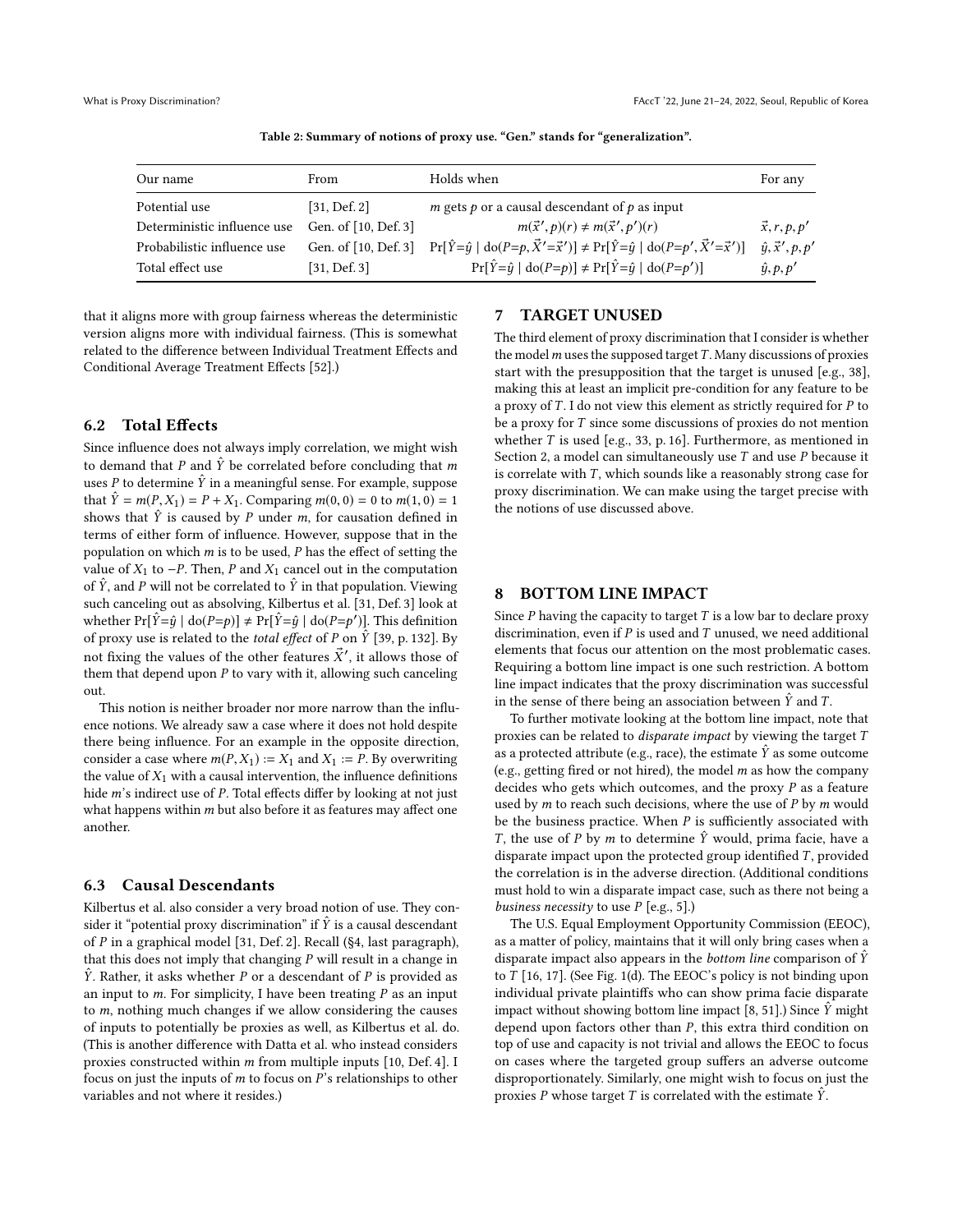Table 2: Summary of notions of proxy use. "Gen." stands for "generalization".

| Our name | From | Holds when | For any |
|---|---|---|---|
| Potential use | [31, Def. 2] | $m$ gets $p$ or a causal descendant of $p$ as input | |
| Deterministic influence use | Gen. of [10, Def. 3] | $m(\vec{x}', p)(r) \neq m(\vec{x}', p')(r)$ | $\vec{x}, r, p, p'$ |
| Probabilistic influence use | Gen. of [10, Def. 3] | $\Pr[\hat{Y}{=}\hat{y} \mid \mathrm{do}(P{=}p, \vec{X}'{=}\vec{x}')] \neq \Pr[\hat{Y}{=}\hat{y} \mid \mathrm{do}(P{=}p', \vec{X}'{=}\vec{x}')]$ | $\hat{y}, \vec{x}', p, p'$ |
| Total effect use | [31, Def. 3] | $\Pr[\hat{Y}{=}\hat{y} \mid \mathrm{do}(P{=}p)] \neq \Pr[\hat{Y}{=}\hat{y} \mid \mathrm{do}(P{=}p')]$ | $\hat{y}, p, p'$ |

that it aligns more with group fairness whereas the deterministic version aligns more with individual fairness. (This is somewhat related to the difference between Individual Treatment Effects and Conditional Average Treatment Effects [52].)

### 6.2 Total Effects

Since influence does not always imply correlation, we might wish to demand that $P$ and $\hat{Y}$ be correlated before concluding that $m$ uses $P$ to determine $\hat{Y}$ in a meaningful sense. For example, suppose that $\hat{Y} = m(P, X_1) = P + X_1$. Comparing $m(0, 0) = 0$ to $m(1, 0) = 1$ shows that $\hat{Y}$ is caused by $P$ under $m$, for causation defined in terms of either form of influence. However, suppose that in the population on which $m$ is to be used, $P$ has the effect of setting the value of $X_1$ to $-P$. Then, $P$ and $X_1$ cancel out in the computation of $\hat{Y}$, and $P$ will not be correlated to $\hat{Y}$ in that population. Viewing such canceling out as absolving, Kilbertus et al. [31, Def. 3] look at whether $\Pr[\hat{Y}{=}\hat{y} \mid \mathrm{do}(P{=}p)] \neq \Pr[\hat{Y}{=}\hat{y} \mid \mathrm{do}(P{=}p')]$. This definition of proxy use is related to the *total effect* of $P$ on $\hat{Y}$ [39, p. 132]. By not fixing the values of the other features $\vec{X}'$, it allows those of them that depend upon $P$ to vary with it, allowing such canceling out.

This notion is neither broader nor more narrow than the influence notions. We already saw a case where it does not hold despite there being influence. For an example in the opposite direction, consider a case where $m(P, X_1) := X_1$ and $X_1 := P$. By overwriting the value of $X_1$ with a causal intervention, the influence definitions hide $m$'s indirect use of $P$. Total effects differ by looking at not just what happens within $m$ but also before it as features may affect one another.

### 6.3 Causal Descendants

Kilbertus et al. also consider a very broad notion of use. They consider it "potential proxy discrimination" if $\hat{Y}$ is a causal descendant of $P$ in a graphical model [31, Def. 2]. Recall (§4, last paragraph), that this does not imply that changing $P$ will result in a change in $\hat{Y}$. Rather, it asks whether $P$ or a descendant of $P$ is provided as an input to $m$. For simplicity, I have been treating $P$ as an input to $m$, nothing much changes if we allow considering the causes of inputs to potentially be proxies as well, as Kilbertus et al. do. (This is another difference with Datta et al. who instead considers proxies constructed within $m$ from multiple inputs [10, Def. 4]. I focus on just the inputs of $m$ to focus on $P$'s relationships to other variables and not where it resides.)

## 7 TARGET UNUSED

The third element of proxy discrimination that I consider is whether the model $m$ uses the supposed target $T$. Many discussions of proxies start with the presupposition that the target is unused [e.g., 38], making this at least an implicit pre-condition for any feature to be a proxy of $T$. I do not view this element as strictly required for $P$ to be a proxy for $T$ since some discussions of proxies do not mention whether $T$ is used [e.g., 33, p. 16]. Furthermore, as mentioned in Section 2, a model can simultaneously use $T$ and use $P$ because it is correlate with $T$, which sounds like a reasonably strong case for proxy discrimination. We can make using the target precise with the notions of use discussed above.

## 8 BOTTOM LINE IMPACT

Since $P$ having the capacity to target $T$ is a low bar to declare proxy discrimination, even if $P$ is used and $T$ unused, we need additional elements that focus our attention on the most problematic cases. Requiring a bottom line impact is one such restriction. A bottom line impact indicates that the proxy discrimination was successful in the sense of there being an association between $\hat{Y}$ and $T$.

To further motivate looking at the bottom line impact, note that proxies can be related to *disparate impact* by viewing the target $T$ as a protected attribute (e.g., race), the estimate $\hat{Y}$ as some outcome (e.g., getting fired or not hired), the model $m$ as how the company decides who gets which outcomes, and the proxy $P$ as a feature used by $m$ to reach such decisions, where the use of $P$ by $m$ would be the business practice. When $P$ is sufficiently associated with $T$, the use of $P$ by $m$ to determine $\hat{Y}$ would, prima facie, have a disparate impact upon the protected group identified $T$, provided the correlation is in the adverse direction. (Additional conditions must hold to win a disparate impact case, such as there not being a *business necessity* to use $P$ [e.g., 5].)

The U.S. Equal Employment Opportunity Commission (EEOC), as a matter of policy, maintains that it will only bring cases when a disparate impact also appears in the *bottom line* comparison of $\hat{Y}$ to $T$ [16, 17]. (See Fig. 1(d). The EEOC's policy is not binding upon individual private plaintiffs who can show prima facie disparate impact without showing bottom line impact [8, 51].) Since $\hat{Y}$ might depend upon factors other than $P$, this extra third condition on top of use and capacity is not trivial and allows the EEOC to focus on cases where the targeted group suffers an adverse outcome disproportionately. Similarly, one might wish to focus on just the proxies $P$ whose target $T$ is correlated with the estimate $\hat{Y}$.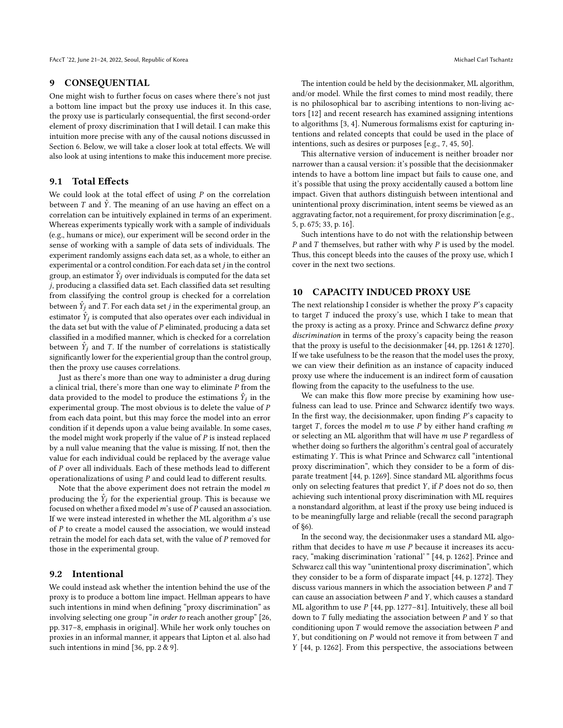## 9 CONSEQUENTIAL

One might wish to further focus on cases where there's not just a bottom line impact but the proxy use induces it. In this case, the proxy use is particularly consequential, the first second-order element of proxy discrimination that I will detail. I can make this intuition more precise with any of the causal notions discussed in Section 6. Below, we will take a closer look at total effects. We will also look at using intentions to make this inducement more precise.

### 9.1 Total Effects

We could look at the total effect of using $P$ on the correlation between $T$ and $\hat{Y}$. The meaning of an use having an effect on a correlation can be intuitively explained in terms of an experiment. Whereas experiments typically work with a sample of individuals (e.g., humans or mice), our experiment will be second order in the sense of working with a sample of data sets of individuals. The experiment randomly assigns each data set, as a whole, to either an experimental or a control condition. For each data set $j$ in the control group, an estimator $\hat{Y}_j$ over individuals is computed for the data set $j$, producing a classified data set. Each classified data set resulting from classifying the control group is checked for a correlation between $\hat{Y}_j$ and $T$. For each data set $j$ in the experimental group, an estimator $\hat{Y}_j$ is computed that also operates over each individual in the data set but with the value of $P$ eliminated, producing a data set classified in a modified manner, which is checked for a correlation between $\hat{Y}_j$ and $T$. If the number of correlations is statistically significantly lower for the experiential group than the control group, then the proxy use causes correlations.

Just as there's more than one way to administer a drug during a clinical trial, there's more than one way to eliminate $P$ from the data provided to the model to produce the estimations $\hat{Y}_j$ in the experimental group. The most obvious is to delete the value of $P$ from each data point, but this may force the model into an error condition if it depends upon a value being available. In some cases, the model might work properly if the value of $P$ is instead replaced by a null value meaning that the value is missing. If not, then the value for each individual could be replaced by the average value of $P$ over all individuals. Each of these methods lead to different operationalizations of using $P$ and could lead to different results.

Note that the above experiment does not retrain the model $m$ producing the $\hat{Y}_j$ for the experiential group. This is because we focused on whether a fixed model $m$'s use of $P$ caused an association. If we were instead interested in whether the ML algorithm $a$'s use of $P$ to create a model caused the association, we would instead retrain the model for each data set, with the value of $P$ removed for those in the experimental group.

### 9.2 Intentional

We could instead ask whether the intention behind the use of the proxy is to produce a bottom line impact. Hellman appears to have such intentions in mind when defining "proxy discrimination" as involving selecting one group "*in order to* reach another group" [26, pp. 317–8, emphasis in original]. While her work only touches on proxies in an informal manner, it appears that Lipton et al. also had such intentions in mind [36, pp. 2 & 9].

The intention could be held by the decisionmaker, ML algorithm, and/or model. While the first comes to mind most readily, there is no philosophical bar to ascribing intentions to non-living actors [12] and recent research has examined assigning intentions to algorithms [3, 4]. Numerous formalisms exist for capturing intentions and related concepts that could be used in the place of intentions, such as desires or purposes [e.g., 7, 45, 50].

This alternative version of inducement is neither broader nor narrower than a causal version: it's possible that the decisionmaker intends to have a bottom line impact but fails to cause one, and it's possible that using the proxy accidentally caused a bottom line impact. Given that authors distinguish between intentional and unintentional proxy discrimination, intent seems be viewed as an aggravating factor, not a requirement, for proxy discrimination [e.g., 5, p. 675; 33, p. 16].

Such intentions have to do not with the relationship between $P$ and $T$ themselves, but rather with why $P$ is used by the model. Thus, this concept bleeds into the causes of the proxy use, which I cover in the next two sections.

## 10 CAPACITY INDUCED PROXY USE

The next relationship I consider is whether the proxy $P$'s capacity to target $T$ induced the proxy's use, which I take to mean that the proxy is acting as a proxy. Prince and Schwarcz define *proxy discrimination* in terms of the proxy's capacity being the reason that the proxy is useful to the decisionmaker [44, pp. 1261 & 1270]. If we take usefulness to be the reason that the model uses the proxy, we can view their definition as an instance of capacity induced proxy use where the inducement is an indirect form of causation flowing from the capacity to the usefulness to the use.

We can make this flow more precise by examining how usefulness can lead to use. Prince and Schwarcz identify two ways. In the first way, the decisionmaker, upon finding $P$'s capacity to target $T$, forces the model $m$ to use $P$ by either hand crafting $m$ or selecting an ML algorithm that will have $m$ use $P$ regardless of whether doing so furthers the algorithm's central goal of accurately estimating $Y$. This is what Prince and Schwarcz call "intentional proxy discrimination", which they consider to be a form of disparate treatment [44, p. 1269]. Since standard ML algorithms focus only on selecting features that predict $Y$, if $P$ does not do so, then achieving such intentional proxy discrimination with ML requires a nonstandard algorithm, at least if the proxy use being induced is to be meaningfully large and reliable (recall the second paragraph of §6).

In the second way, the decisionmaker uses a standard ML algorithm that decides to have $m$ use $P$ because it increases its accuracy, "making discrimination 'rational' " [44, p. 1262]. Prince and Schwarcz call this way "unintentional proxy discrimination", which they consider to be a form of disparate impact [44, p. 1272]. They discuss various manners in which the association between $P$ and $T$ can cause an association between $P$ and $Y$, which causes a standard ML algorithm to use $P$ [44, pp. 1277–81]. Intuitively, these all boil down to $T$ fully mediating the association between $P$ and $Y$ so that conditioning upon $T$ would remove the association between $P$ and $Y$, but conditioning on $P$ would not remove it from between $T$ and $Y$ [44, p. 1262]. From this perspective, the associations between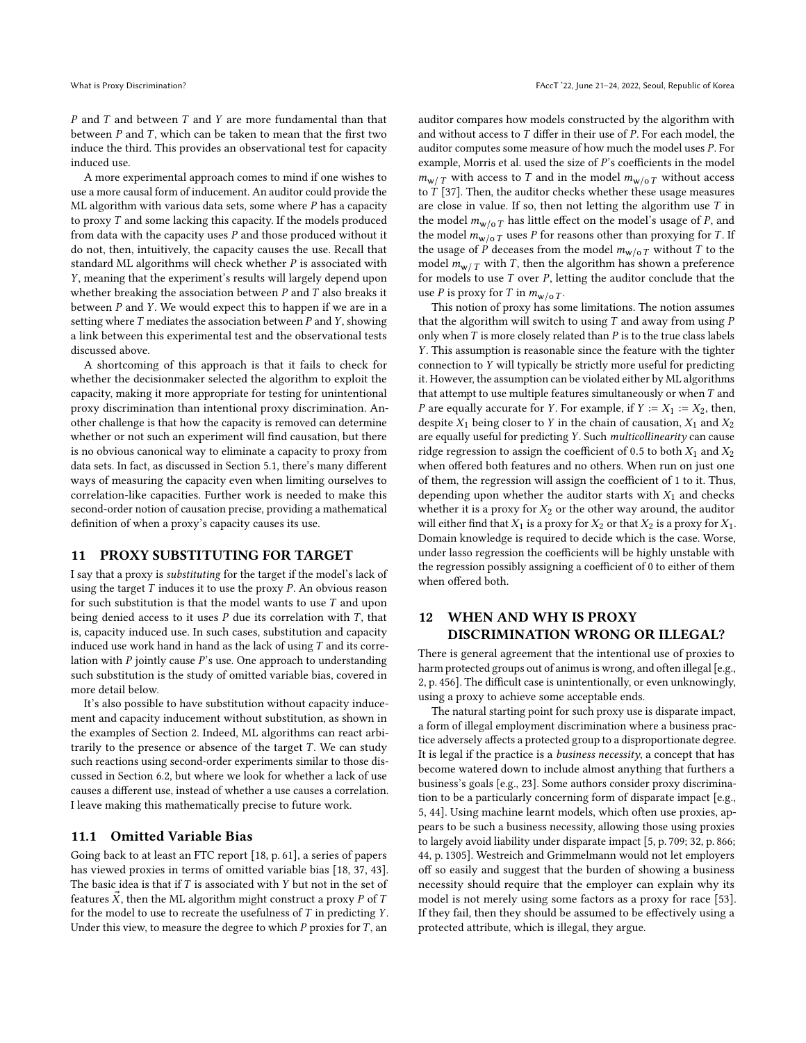$P$ and $T$ and between $T$ and $Y$ are more fundamental than that between $P$ and $T$, which can be taken to mean that the first two induce the third. This provides an observational test for capacity induced use.

A more experimental approach comes to mind if one wishes to use a more causal form of inducement. An auditor could provide the ML algorithm with various data sets, some where $P$ has a capacity to proxy $T$ and some lacking this capacity. If the models produced from data with the capacity uses $P$ and those produced without it do not, then, intuitively, the capacity causes the use. Recall that standard ML algorithms will check whether $P$ is associated with $Y$, meaning that the experiment's results will largely depend upon whether breaking the association between $P$ and $T$ also breaks it between $P$ and $Y$. We would expect this to happen if we are in a setting where $T$ mediates the association between $P$ and $Y$, showing a link between this experimental test and the observational tests discussed above.

A shortcoming of this approach is that it fails to check for whether the decisionmaker selected the algorithm to exploit the capacity, making it more appropriate for testing for unintentional proxy discrimination than intentional proxy discrimination. Another challenge is that how the capacity is removed can determine whether or not such an experiment will find causation, but there is no obvious canonical way to eliminate a capacity to proxy from data sets. In fact, as discussed in Section 5.1, there's many different ways of measuring the capacity even when limiting ourselves to correlation-like capacities. Further work is needed to make this second-order notion of causation precise, providing a mathematical definition of when a proxy's capacity causes its use.

## 11 PROXY SUBSTITUTING FOR TARGET

I say that a proxy is *substituting* for the target if the model's lack of using the target $T$ induces it to use the proxy $P$. An obvious reason for such substitution is that the model wants to use $T$ and upon being denied access to it uses $P$ due its correlation with $T$, that is, capacity induced use. In such cases, substitution and capacity induced use work hand in hand as the lack of using $T$ and its correlation with $P$ jointly cause $P$'s use. One approach to understanding such substitution is the study of omitted variable bias, covered in more detail below.

It's also possible to have substitution without capacity inducement and capacity inducement without substitution, as shown in the examples of Section 2. Indeed, ML algorithms can react arbitrarily to the presence or absence of the target $T$. We can study such reactions using second-order experiments similar to those discussed in Section 6.2, but where we look for whether a lack of use causes a different use, instead of whether a use causes a correlation. I leave making this mathematically precise to future work.

### 11.1 Omitted Variable Bias

Going back to at least an FTC report [18, p. 61], a series of papers has viewed proxies in terms of omitted variable bias [18, 37, 43]. The basic idea is that if $T$ is associated with $Y$ but not in the set of features $\vec{X}$, then the ML algorithm might construct a proxy $P$ of $T$ for the model to use to recreate the usefulness of $T$ in predicting $Y$. Under this view, to measure the degree to which $P$ proxies for $T$, an auditor compares how models constructed by the algorithm with and without access to $T$ differ in their use of $P$. For each model, the auditor computes some measure of how much the model uses $P$. For example, Morris et al. used the size of $P$'s coefficients in the model $m_{\text{w}/T}$ with access to $T$ and in the model $m_{\text{w/o}\,T}$ without access to $T$ [37]. Then, the auditor checks whether these usage measures are close in value. If so, then not letting the algorithm use $T$ in the model $m_{\text{w/o}\,T}$ has little effect on the model's usage of $P$, and the model $m_{\text{w/o}\,T}$ uses $P$ for reasons other than proxying for $T$. If the usage of $P$ deceases from the model $m_{\text{w/o}\,T}$ without $T$ to the model $m_{\text{w}/T}$ with $T$, then the algorithm has shown a preference for models to use $T$ over $P$, letting the auditor conclude that the use $P$ is proxy for $T$ in $m_{\text{w/o}\,T}$.

This notion of proxy has some limitations. The notion assumes that the algorithm will switch to using $T$ and away from using $P$ only when $T$ is more closely related than $P$ is to the true class labels $Y$. This assumption is reasonable since the feature with the tighter connection to $Y$ will typically be strictly more useful for predicting it. However, the assumption can be violated either by ML algorithms that attempt to use multiple features simultaneously or when $T$ and $P$ are equally accurate for $Y$. For example, if $Y := X_1 := X_2$, then, despite $X_1$ being closer to $Y$ in the chain of causation, $X_1$ and $X_2$ are equally useful for predicting $Y$. Such *multicollinearity* can cause ridge regression to assign the coefficient of 0.5 to both $X_1$ and $X_2$ when offered both features and no others. When run on just one of them, the regression will assign the coefficient of 1 to it. Thus, depending upon whether the auditor starts with $X_1$ and checks whether it is a proxy for $X_2$ or the other way around, the auditor will either find that $X_1$ is a proxy for $X_2$ or that $X_2$ is a proxy for $X_1$. Domain knowledge is required to decide which is the case. Worse, under lasso regression the coefficients will be highly unstable with the regression possibly assigning a coefficient of 0 to either of them when offered both.

## 12 WHEN AND WHY IS PROXY DISCRIMINATION WRONG OR ILLEGAL?

There is general agreement that the intentional use of proxies to harm protected groups out of animus is wrong, and often illegal [e.g., 2, p. 456]. The difficult case is unintentionally, or even unknowingly, using a proxy to achieve some acceptable ends.

The natural starting point for such proxy use is disparate impact, a form of illegal employment discrimination where a business practice adversely affects a protected group to a disproportionate degree. It is legal if the practice is a *business necessity*, a concept that has become watered down to include almost anything that furthers a business's goals [e.g., 23]. Some authors consider proxy discrimination to be a particularly concerning form of disparate impact [e.g., 5, 44]. Using machine learnt models, which often use proxies, appears to be such a business necessity, allowing those using proxies to largely avoid liability under disparate impact [5, p. 709; 32, p. 866; 44, p. 1305]. Westreich and Grimmelmann would not let employers off so easily and suggest that the burden of showing a business necessity should require that the employer can explain why its model is not merely using some factors as a proxy for race [53]. If they fail, then they should be assumed to be effectively using a protected attribute, which is illegal, they argue.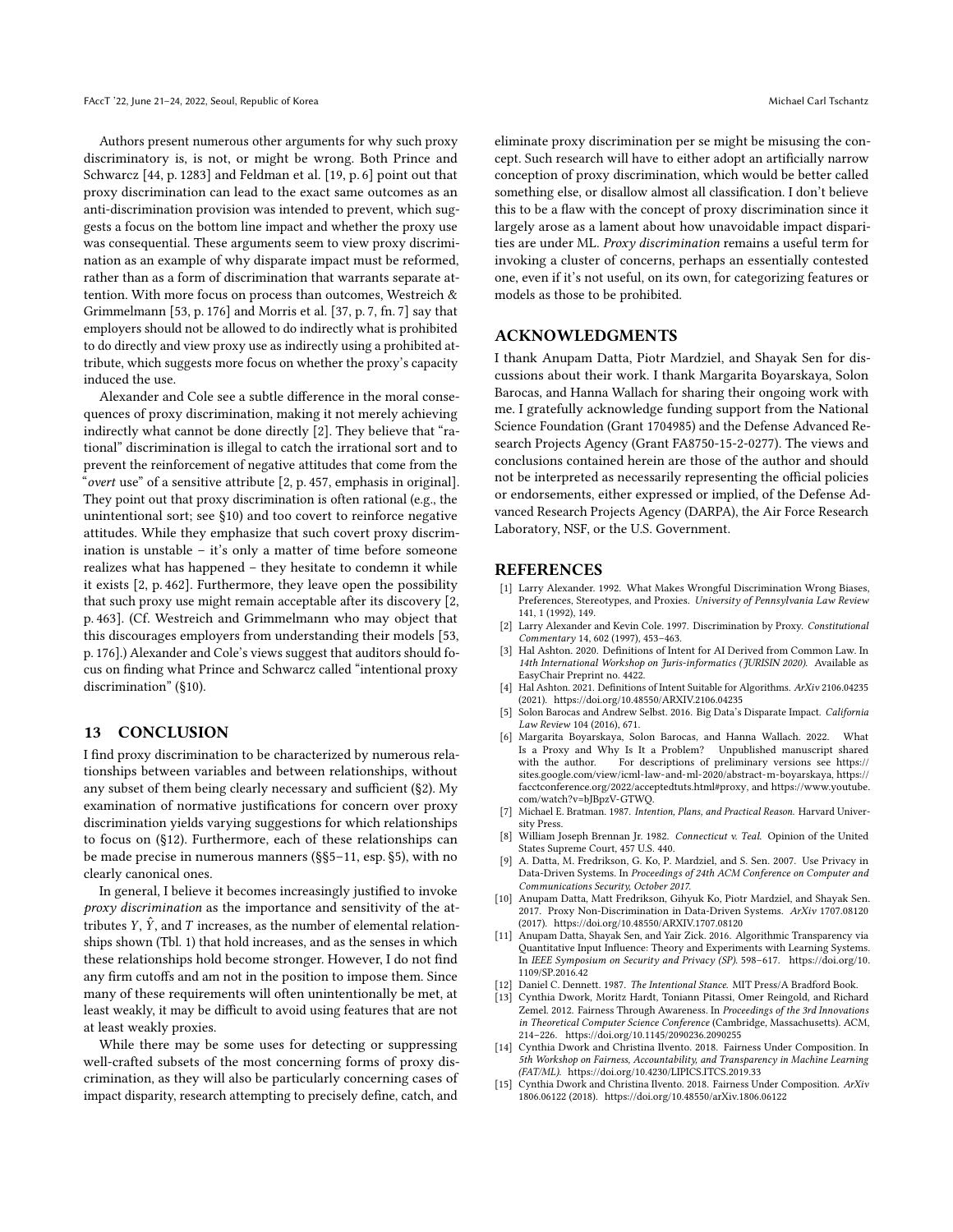Authors present numerous other arguments for why such proxy discriminatory is, is not, or might be wrong. Both Prince and Schwarcz [44, p. 1283] and Feldman et al. [19, p. 6] point out that proxy discrimination can lead to the exact same outcomes as an anti-discrimination provision was intended to prevent, which suggests a focus on the bottom line impact and whether the proxy use was consequential. These arguments seem to view proxy discrimination as an example of why disparate impact must be reformed, rather than as a form of discrimination that warrants separate attention. With more focus on process than outcomes, Westreich & Grimmelmann [53, p. 176] and Morris et al. [37, p. 7, fn. 7] say that employers should not be allowed to do indirectly what is prohibited to do directly and view proxy use as indirectly using a prohibited attribute, which suggests more focus on whether the proxy's capacity induced the use.

Alexander and Cole see a subtle difference in the moral consequences of proxy discrimination, making it not merely achieving indirectly what cannot be done directly [2]. They believe that "rational" discrimination is illegal to catch the irrational sort and to prevent the reinforcement of negative attitudes that come from the "*overt* use" of a sensitive attribute [2, p. 457, emphasis in original]. They point out that proxy discrimination is often rational (e.g., the unintentional sort; see §10) and too covert to reinforce negative attitudes. While they emphasize that such covert proxy discrimination is unstable – it's only a matter of time before someone realizes what has happened – they hesitate to condemn it while it exists [2, p. 462]. Furthermore, they leave open the possibility that such proxy use might remain acceptable after its discovery [2, p. 463]. (Cf. Westreich and Grimmelmann who may object that this discourages employers from understanding their models [53, p. 176].) Alexander and Cole's views suggest that auditors should focus on finding what Prince and Schwarcz called "intentional proxy discrimination" (§10).

## 13 CONCLUSION

I find proxy discrimination to be characterized by numerous relationships between variables and between relationships, without any subset of them being clearly necessary and sufficient (§2). My examination of normative justifications for concern over proxy discrimination yields varying suggestions for which relationships to focus on (§12). Furthermore, each of these relationships can be made precise in numerous manners (§§5–11, esp. §5), with no clearly canonical ones.

In general, I believe it becomes increasingly justified to invoke *proxy discrimination* as the importance and sensitivity of the attributes $Y$, $\hat{Y}$, and $T$ increases, as the number of elemental relationships shown (Tbl. 1) that hold increases, and as the senses in which these relationships hold become stronger. However, I do not find any firm cutoffs and am not in the position to impose them. Since many of these requirements will often unintentionally be met, at least weakly, it may be difficult to avoid using features that are not at least weakly proxies.

While there may be some uses for detecting or suppressing well-crafted subsets of the most concerning forms of proxy discrimination, as they will also be particularly concerning cases of impact disparity, research attempting to precisely define, catch, and eliminate proxy discrimination per se might be misusing the concept. Such research will have to either adopt an artificially narrow conception of proxy discrimination, which would be better called something else, or disallow almost all classification. I don't believe this to be a flaw with the concept of proxy discrimination since it largely arose as a lament about how unavoidable impact disparities are under ML. *Proxy discrimination* remains a useful term for invoking a cluster of concerns, perhaps an essentially contested one, even if it's not useful, on its own, for categorizing features or models as those to be prohibited.

## ACKNOWLEDGMENTS

I thank Anupam Datta, Piotr Mardziel, and Shayak Sen for discussions about their work. I thank Margarita Boyarskaya, Solon Barocas, and Hanna Wallach for sharing their ongoing work with me. I gratefully acknowledge funding support from the National Science Foundation (Grant 1704985) and the Defense Advanced Research Projects Agency (Grant FA8750-15-2-0277). The views and conclusions contained herein are those of the author and should not be interpreted as necessarily representing the official policies or endorsements, either expressed or implied, of the Defense Advanced Research Projects Agency (DARPA), the Air Force Research Laboratory, NSF, or the U.S. Government.

## REFERENCES

- [1] Larry Alexander. 1992. What Makes Wrongful Discrimination Wrong Biases, Preferences, Stereotypes, and Proxies. *University of Pennsylvania Law Review* 141, 1 (1992), 149.
- [2] Larry Alexander and Kevin Cole. 1997. Discrimination by Proxy. *Constitutional Commentary* 14, 602 (1997), 453–463.
- [3] Hal Ashton. 2020. Definitions of Intent for AI Derived from Common Law. In *14th International Workshop on Juris-informatics (JURISIN 2020)*. Available as EasyChair Preprint no. 4422.
- [4] Hal Ashton. 2021. Definitions of Intent Suitable for Algorithms. *ArXiv* 2106.04235 (2021). https://doi.org/10.48550/ARXIV.2106.04235
- [5] Solon Barocas and Andrew Selbst. 2016. Big Data's Disparate Impact. *California Law Review* 104 (2016), 671.
- [6] Margarita Boyarskaya, Solon Barocas, and Hanna Wallach. 2022. What Is a Proxy and Why Is It a Problem? Unpublished manuscript shared with the author. For descriptions of preliminary versions see https://sites.google.com/view/icml-law-and-ml-2020/abstract-m-boyarskaya, https://facctconference.org/2022/acceptedtuts.html#proxy, and https://www.youtube.com/watch?v=bJBpzV-GTWQ.
- [7] Michael E. Bratman. 1987. *Intention, Plans, and Practical Reason.* Harvard University Press.
- [8] William Joseph Brennan Jr. 1982. *Connecticut v. Teal.* Opinion of the United States Supreme Court, 457 U.S. 440.
- [9] A. Datta, M. Fredrikson, G. Ko, P. Mardziel, and S. Sen. 2007. Use Privacy in Data-Driven Systems. In *Proceedings of 24th ACM Conference on Computer and Communications Security, October 2017.*
- [10] Anupam Datta, Matt Fredrikson, Gihyuk Ko, Piotr Mardziel, and Shayak Sen. 2017. Proxy Non-Discrimination in Data-Driven Systems. *ArXiv* 1707.08120 (2017). https://doi.org/10.48550/ARXIV.1707.08120
- [11] Anupam Datta, Shayak Sen, and Yair Zick. 2016. Algorithmic Transparency via Quantitative Input Influence: Theory and Experiments with Learning Systems. In *IEEE Symposium on Security and Privacy (SP).* 598–617. https://doi.org/10.1109/SP.2016.42
- [12] Daniel C. Dennett. 1987. *The Intentional Stance.* MIT Press/A Bradford Book.
- [13] Cynthia Dwork, Moritz Hardt, Toniann Pitassi, Omer Reingold, and Richard Zemel. 2012. Fairness Through Awareness. In *Proceedings of the 3rd Innovations in Theoretical Computer Science Conference* (Cambridge, Massachusetts). ACM, 214–226. https://doi.org/10.1145/2090236.2090255
- [14] Cynthia Dwork and Christina Ilvento. 2018. Fairness Under Composition. In *5th Workshop on Fairness, Accountability, and Transparency in Machine Learning (FAT/ML).* https://doi.org/10.4230/LIPICS.ITCS.2019.33
- [15] Cynthia Dwork and Christina Ilvento. 2018. Fairness Under Composition. *ArXiv* 1806.06122 (2018). https://doi.org/10.48550/arXiv.1806.06122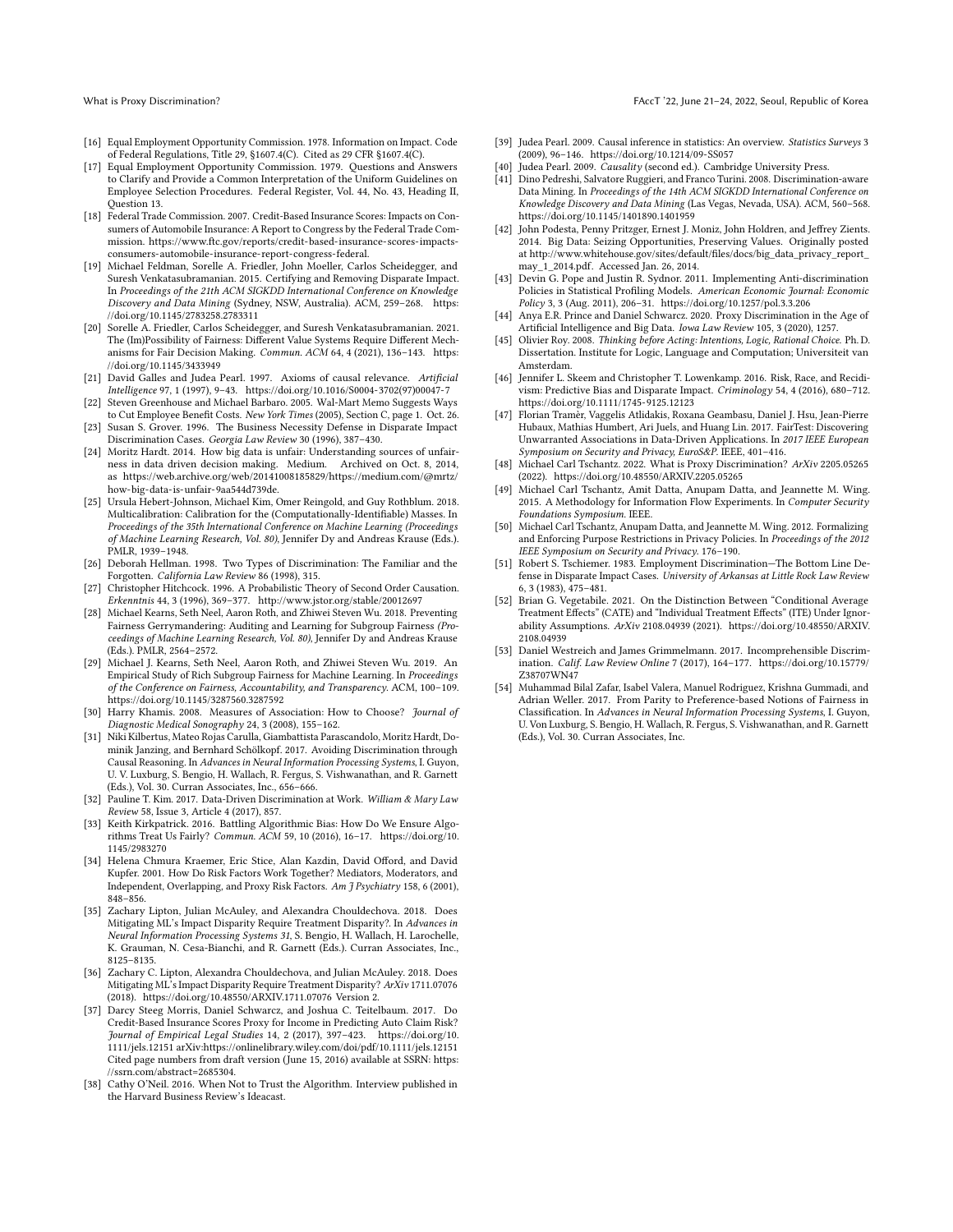[16] Equal Employment Opportunity Commission. 1978. Information on Impact. Code of Federal Regulations, Title 29, §1607.4(C). Cited as 29 CFR §1607.4(C).

[17] Equal Employment Opportunity Commission. 1979. Questions and Answers to Clarify and Provide a Common Interpretation of the Uniform Guidelines on Employee Selection Procedures. Federal Register, Vol. 44, No. 43, Heading II, Question 13.

[18] Federal Trade Commission. 2007. Credit-Based Insurance Scores: Impacts on Consumers of Automobile Insurance: A Report to Congress by the Federal Trade Commission. https://www.ftc.gov/reports/credit-based-insurance-scores-impacts-consumers-automobile-insurance-report-congress-federal.

[19] Michael Feldman, Sorelle A. Friedler, John Moeller, Carlos Scheidegger, and Suresh Venkatasubramanian. 2015. Certifying and Removing Disparate Impact. In *Proceedings of the 21th ACM SIGKDD International Conference on Knowledge Discovery and Data Mining* (Sydney, NSW, Australia). ACM, 259–268. https://doi.org/10.1145/2783258.2783311

[20] Sorelle A. Friedler, Carlos Scheidegger, and Suresh Venkatasubramanian. 2021. The (Im)Possibility of Fairness: Different Value Systems Require Different Mechanisms for Fair Decision Making. *Commun. ACM* 64, 4 (2021), 136–143. https://doi.org/10.1145/3433949

[21] David Galles and Judea Pearl. 1997. Axioms of causal relevance. *Artificial Intelligence* 97, 1 (1997), 9–43. https://doi.org/10.1016/S0004-3702(97)00047-7

[22] Steven Greenhouse and Michael Barbaro. 2005. Wal-Mart Memo Suggests Ways to Cut Employee Benefit Costs. *New York Times* (2005), Section C, page 1. Oct. 26.

[23] Susan S. Grover. 1996. The Business Necessity Defense in Disparate Impact Discrimination Cases. *Georgia Law Review* 30 (1996), 387–430.

[24] Moritz Hardt. 2014. How big data is unfair: Understanding sources of unfairness in data driven decision making. Medium. Archived on Oct. 8, 2014, as https://web.archive.org/web/20141008185829/https://medium.com/@mrtz/how-big-data-is-unfair-9aa544d739de.

[25] Ursula Hebert-Johnson, Michael Kim, Omer Reingold, and Guy Rothblum. 2018. Multicalibration: Calibration for the (Computationally-Identifiable) Masses. In *Proceedings of the 35th International Conference on Machine Learning (Proceedings of Machine Learning Research, Vol. 80)*, Jennifer Dy and Andreas Krause (Eds.). PMLR, 1939–1948.

[26] Deborah Hellman. 1998. Two Types of Discrimination: The Familiar and the Forgotten. *California Law Review* 86 (1998), 315.

[27] Christopher Hitchcock. 1996. A Probabilistic Theory of Second Order Causation. *Erkenntnis* 44, 3 (1996), 369–377. http://www.jstor.org/stable/20012697

[28] Michael Kearns, Seth Neel, Aaron Roth, and Zhiwei Steven Wu. 2018. Preventing Fairness Gerrymandering: Auditing and Learning for Subgroup Fairness *(Proceedings of Machine Learning Research, Vol. 80)*, Jennifer Dy and Andreas Krause (Eds.). PMLR, 2564–2572.

[29] Michael J. Kearns, Seth Neel, Aaron Roth, and Zhiwei Steven Wu. 2019. An Empirical Study of Rich Subgroup Fairness for Machine Learning. In *Proceedings of the Conference on Fairness, Accountability, and Transparency*. ACM, 100–109. https://doi.org/10.1145/3287560.3287592

[30] Harry Khamis. 2008. Measures of Association: How to Choose? *Journal of Diagnostic Medical Sonography* 24, 3 (2008), 155–162.

[31] Niki Kilbertus, Mateo Rojas Carulla, Giambattista Parascandolo, Moritz Hardt, Dominik Janzing, and Bernhard Schölkopf. 2017. Avoiding Discrimination through Causal Reasoning. In *Advances in Neural Information Processing Systems*, I. Guyon, U. V. Luxburg, S. Bengio, H. Wallach, R. Fergus, S. Vishwanathan, and R. Garnett (Eds.), Vol. 30. Curran Associates, Inc., 656–666.

[32] Pauline T. Kim. 2017. Data-Driven Discrimination at Work. *William & Mary Law Review* 58, Issue 3, Article 4 (2017), 857.

[33] Keith Kirkpatrick. 2016. Battling Algorithmic Bias: How Do We Ensure Algorithms Treat Us Fairly? *Commun. ACM* 59, 10 (2016), 16–17. https://doi.org/10.1145/2983270

[34] Helena Chmura Kraemer, Eric Stice, Alan Kazdin, David Offord, and David Kupfer. 2001. How Do Risk Factors Work Together? Mediators, Moderators, and Independent, Overlapping, and Proxy Risk Factors. *Am J Psychiatry* 158, 6 (2001), 848–856.

[35] Zachary Lipton, Julian McAuley, and Alexandra Chouldechova. 2018. Does Mitigating ML's Impact Disparity Require Treatment Disparity?. In *Advances in Neural Information Processing Systems 31*, S. Bengio, H. Wallach, H. Larochelle, K. Grauman, N. Cesa-Bianchi, and R. Garnett (Eds.). Curran Associates, Inc., 8125–8135.

[36] Zachary C. Lipton, Alexandra Chouldechova, and Julian McAuley. 2018. Does Mitigating ML's Impact Disparity Require Treatment Disparity? *ArXiv* 1711.07076 (2018). https://doi.org/10.48550/ARXIV.1711.07076 Version 2.

[37] Darcy Steeg Morris, Daniel Schwarcz, and Joshua C. Teitelbaum. 2017. Do Credit-Based Insurance Scores Proxy for Income in Predicting Auto Claim Risk? *Journal of Empirical Legal Studies* 14, 2 (2017), 397–423. https://doi.org/10.1111/jels.12151 arXiv:https://onlinelibrary.wiley.com/doi/pdf/10.1111/jels.12151 Cited page numbers from draft version (June 15, 2016) available at SSRN: https://ssrn.com/abstract=2685304.

[38] Cathy O'Neil. 2016. When Not to Trust the Algorithm. Interview published in the Harvard Business Review's Ideacast.

[39] Judea Pearl. 2009. Causal inference in statistics: An overview. *Statistics Surveys* 3 (2009), 96–146. https://doi.org/10.1214/09-SS057

[40] Judea Pearl. 2009. *Causality* (second ed.). Cambridge University Press.

[41] Dino Pedreshi, Salvatore Ruggieri, and Franco Turini. 2008. Discrimination-aware Data Mining. In *Proceedings of the 14th ACM SIGKDD International Conference on Knowledge Discovery and Data Mining* (Las Vegas, Nevada, USA). ACM, 560–568. https://doi.org/10.1145/1401890.1401959

[42] John Podesta, Penny Pritzger, Ernest J. Moniz, John Holdren, and Jeffrey Zients. 2014. Big Data: Seizing Opportunities, Preserving Values. Originally posted at http://www.whitehouse.gov/sites/default/files/docs/big_data_privacy_report_may_1_2014.pdf. Accessed Jan. 26, 2014.

[43] Devin G. Pope and Justin R. Sydnor. 2011. Implementing Anti-discrimination Policies in Statistical Profiling Models. *American Economic Journal: Economic Policy* 3, 3 (Aug. 2011), 206–31. https://doi.org/10.1257/pol.3.3.206

[44] Anya E.R. Prince and Daniel Schwarcz. 2020. Proxy Discrimination in the Age of Artificial Intelligence and Big Data. *Iowa Law Review* 105, 3 (2020), 1257.

[45] Olivier Roy. 2008. *Thinking before Acting: Intentions, Logic, Rational Choice*. Ph. D. Dissertation. Institute for Logic, Language and Computation; Universiteit van Amsterdam.

[46] Jennifer L. Skeem and Christopher T. Lowenkamp. 2016. Risk, Race, and Recidivism: Predictive Bias and Disparate Impact. *Criminology* 54, 4 (2016), 680–712. https://doi.org/10.1111/1745-9125.12123

[47] Florian Tramèr, Vaggelis Atlidakis, Roxana Geambasu, Daniel J. Hsu, Jean-Pierre Hubaux, Mathias Humbert, Ari Juels, and Huang Lin. 2017. FairTest: Discovering Unwarranted Associations in Data-Driven Applications. In *2017 IEEE European Symposium on Security and Privacy, EuroS&P*. IEEE, 401–416.

[48] Michael Carl Tschantz. 2022. What is Proxy Discrimination? *ArXiv* 2205.05265 (2022). https://doi.org/10.48550/ARXIV.2205.05265

[49] Michael Carl Tschantz, Amit Datta, Anupam Datta, and Jeannette M. Wing. 2015. A Methodology for Information Flow Experiments. In *Computer Security Foundations Symposium*. IEEE.

[50] Michael Carl Tschantz, Anupam Datta, and Jeannette M. Wing. 2012. Formalizing and Enforcing Purpose Restrictions in Privacy Policies. In *Proceedings of the 2012 IEEE Symposium on Security and Privacy*. 176–190.

[51] Robert S. Tschiemer. 1983. Employment Discrimination—The Bottom Line Defense in Disparate Impact Cases. *University of Arkansas at Little Rock Law Review* 6, 3 (1983), 475–481.

[52] Brian G. Vegetabile. 2021. On the Distinction Between "Conditional Average Treatment Effects" (CATE) and "Individual Treatment Effects" (ITE) Under Ignorability Assumptions. *ArXiv* 2108.04939 (2021). https://doi.org/10.48550/ARXIV.2108.04939

[53] Daniel Westreich and James Grimmelmann. 2017. Incomprehensible Discrimination. *Calif. Law Review Online* 7 (2017), 164–177. https://doi.org/10.15779/Z38707WN47

[54] Muhammad Bilal Zafar, Isabel Valera, Manuel Rodriguez, Krishna Gummadi, and Adrian Weller. 2017. From Parity to Preference-based Notions of Fairness in Classification. In *Advances in Neural Information Processing Systems*, I. Guyon, U. Von Luxburg, S. Bengio, H. Wallach, R. Fergus, S. Vishwanathan, and R. Garnett (Eds.), Vol. 30. Curran Associates, Inc.